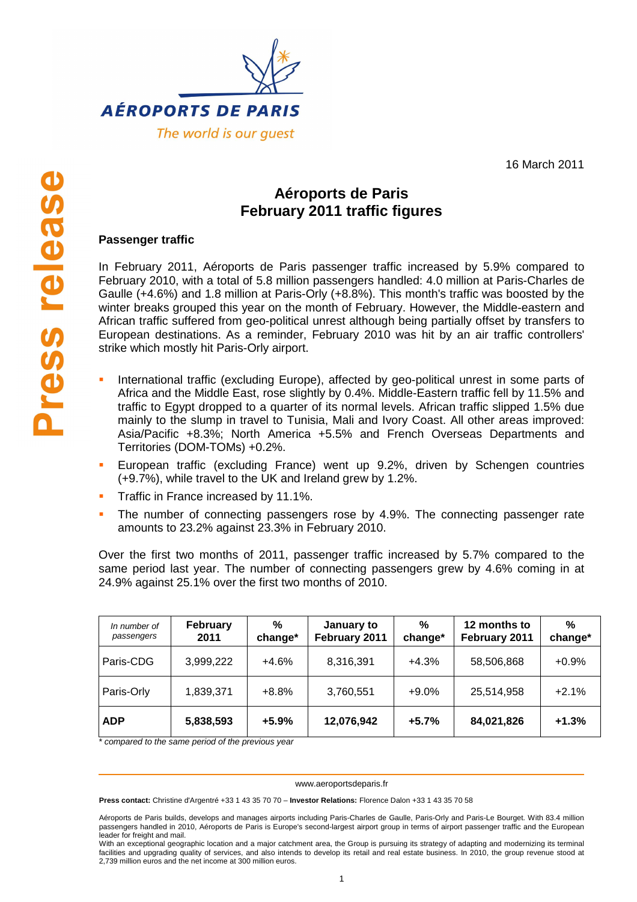AÉROPORTS DE PARIS

The world is our guest

Press release

16 March 2011

# Aéroports de Paris
# February 2011 traffic figures

**Passenger traffic**

In February 2011, Aéroports de Paris passenger traffic increased by 5.9% compared to February 2010, with a total of 5.8 million passengers handled: 4.0 million at Paris-Charles de Gaulle (+4.6%) and 1.8 million at Paris-Orly (+8.8%). This month's traffic was boosted by the winter breaks grouped this year on the month of February. However, the Middle-eastern and African traffic suffered from geo-political unrest although being partially offset by transfers to European destinations. As a reminder, February 2010 was hit by an air traffic controllers' strike which mostly hit Paris-Orly airport.

- International traffic (excluding Europe), affected by geo-political unrest in some parts of Africa and the Middle East, rose slightly by 0.4%. Middle-Eastern traffic fell by 11.5% and traffic to Egypt dropped to a quarter of its normal levels. African traffic slipped 1.5% due mainly to the slump in travel to Tunisia, Mali and Ivory Coast. All other areas improved: Asia/Pacific +8.3%; North America +5.5% and French Overseas Departments and Territories (DOM-TOMs) +0.2%.
- European traffic (excluding France) went up 9.2%, driven by Schengen countries (+9.7%), while travel to the UK and Ireland grew by 1.2%.
- Traffic in France increased by 11.1%.
- The number of connecting passengers rose by 4.9%. The connecting passenger rate amounts to 23.2% against 23.3% in February 2010.

Over the first two months of 2011, passenger traffic increased by 5.7% compared to the same period last year. The number of connecting passengers grew by 4.6% coming in at 24.9% against 25.1% over the first two months of 2010.

| *In number of passengers* | **February 2011** | **% change*** | **January to February 2011** | **% change*** | **12 months to February 2011** | **% change*** |
|---|---|---|---|---|---|---|
| Paris-CDG | 3,999,222 | +4.6% | 8,316,391 | +4.3% | 58,506,868 | +0.9% |
| Paris-Orly | 1,839,371 | +8.8% | 3,760,551 | +9.0% | 25,514,958 | +2.1% |
| **ADP** | **5,838,593** | **+5.9%** | **12,076,942** | **+5.7%** | **84,021,826** | **+1.3%** |

*\* compared to the same period of the previous year*

www.aeroportsdeparis.fr

**Press contact:** Christine d'Argentré +33 1 43 35 70 70 – **Investor Relations:** Florence Dalon +33 1 43 35 70 58

Aéroports de Paris builds, develops and manages airports including Paris-Charles de Gaulle, Paris-Orly and Paris-Le Bourget. With 83.4 million passengers handled in 2010, Aéroports de Paris is Europe's second-largest airport group in terms of airport passenger traffic and the European leader for freight and mail.
With an exceptional geographic location and a major catchment area, the Group is pursuing its strategy of adapting and modernizing its terminal facilities and upgrading quality of services, and also intends to develop its retail and real estate business. In 2010, the group revenue stood at 2,739 million euros and the net income at 300 million euros.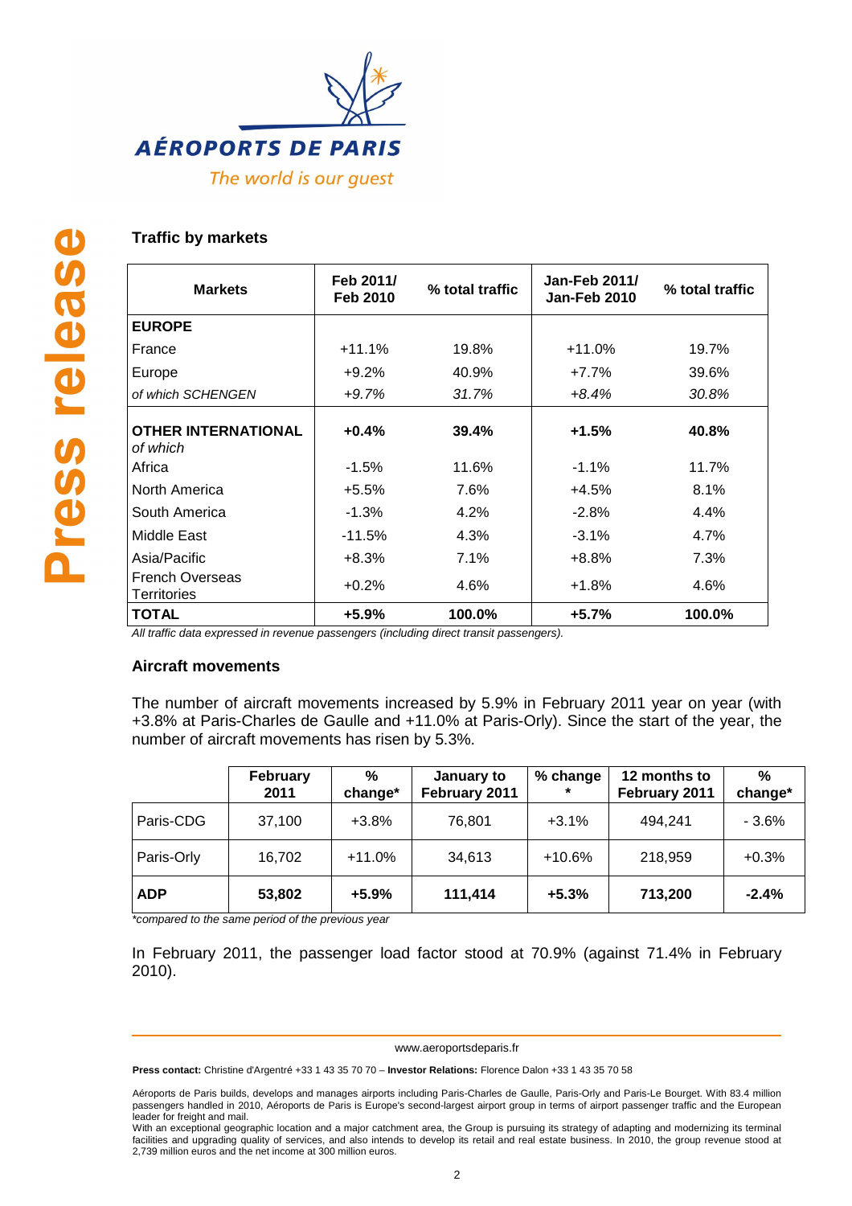AÉROPORTS DE PARIS

The world is our guest

Press release

### Traffic by markets

| Markets | Feb 2011/ Feb 2010 | % total traffic | Jan-Feb 2011/ Jan-Feb 2010 | % total traffic |
|---|---|---|---|---|
| **EUROPE** | | | | |
| France | +11.1% | 19.8% | +11.0% | 19.7% |
| Europe | +9.2% | 40.9% | +7.7% | 39.6% |
| *of which SCHENGEN* | *+9.7%* | *31.7%* | *+8.4%* | *30.8%* |
| **OTHER INTERNATIONAL** *of which* | **+0.4%** | **39.4%** | **+1.5%** | **40.8%** |
| Africa | -1.5% | 11.6% | -1.1% | 11.7% |
| North America | +5.5% | 7.6% | +4.5% | 8.1% |
| South America | -1.3% | 4.2% | -2.8% | 4.4% |
| Middle East | -11.5% | 4.3% | -3.1% | 4.7% |
| Asia/Pacific | +8.3% | 7.1% | +8.8% | 7.3% |
| French Overseas Territories | +0.2% | 4.6% | +1.8% | 4.6% |
| **TOTAL** | **+5.9%** | **100.0%** | **+5.7%** | **100.0%** |

*All traffic data expressed in revenue passengers (including direct transit passengers).*

### Aircraft movements

The number of aircraft movements increased by 5.9% in February 2011 year on year (with +3.8% at Paris-Charles de Gaulle and +11.0% at Paris-Orly). Since the start of the year, the number of aircraft movements has risen by 5.3%.

| | February 2011 | % change* | January to February 2011 | % change * | 12 months to February 2011 | % change* |
|---|---|---|---|---|---|---|
| Paris-CDG | 37,100 | +3.8% | 76,801 | +3.1% | 494,241 | - 3.6% |
| Paris-Orly | 16,702 | +11.0% | 34,613 | +10.6% | 218,959 | +0.3% |
| **ADP** | **53,802** | **+5.9%** | **111,414** | **+5.3%** | **713,200** | **-2.4%** |

*\*compared to the same period of the previous year*

In February 2011, the passenger load factor stood at 70.9% (against 71.4% in February 2010).

www.aeroportsdeparis.fr

**Press contact:** Christine d'Argentré +33 1 43 35 70 70 – **Investor Relations:** Florence Dalon +33 1 43 35 70 58

Aéroports de Paris builds, develops and manages airports including Paris-Charles de Gaulle, Paris-Orly and Paris-Le Bourget. With 83.4 million passengers handled in 2010, Aéroports de Paris is Europe's second-largest airport group in terms of airport passenger traffic and the European leader for freight and mail.
With an exceptional geographic location and a major catchment area, the Group is pursuing its strategy of adapting and modernizing its terminal facilities and upgrading quality of services, and also intends to develop its retail and real estate business. In 2010, the group revenue stood at 2,739 million euros and the net income at 300 million euros.